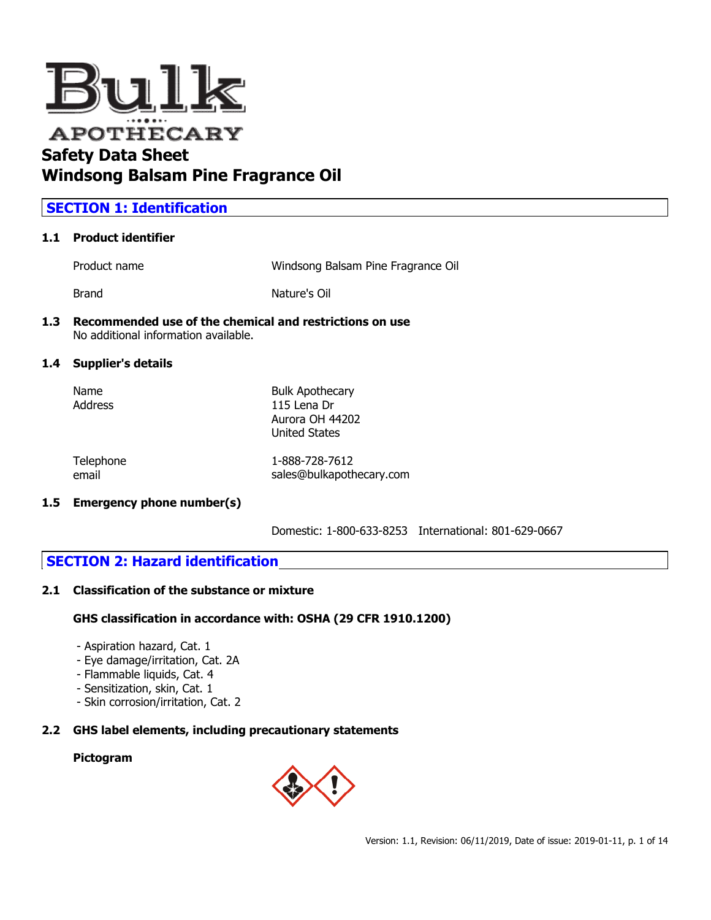Bulk APOTHECARY

# Safety Data Sheet
# Windsong Balsam Pine Fragrance Oil

## SECTION 1: Identification

### 1.1 Product identifier

| | |
|---|---|
| Product name | Windsong Balsam Pine Fragrance Oil |
| Brand | Nature's Oil |

### 1.3 Recommended use of the chemical and restrictions on use

No additional information available.

### 1.4 Supplier's details

| | |
|---|---|
| Name | Bulk Apothecary |
| Address | 115 Lena Dr<br>Aurora OH 44202<br>United States |
| Telephone | 1-888-728-7612 |
| email | sales@bulkapothecary.com |

### 1.5 Emergency phone number(s)

Domestic: 1-800-633-8253 International: 801-629-0667

## SECTION 2: Hazard identification

### 2.1 Classification of the substance or mixture

**GHS classification in accordance with: OSHA (29 CFR 1910.1200)**

- Aspiration hazard, Cat. 1
- Eye damage/irritation, Cat. 2A
- Flammable liquids, Cat. 4
- Sensitization, skin, Cat. 1
- Skin corrosion/irritation, Cat. 2

### 2.2 GHS label elements, including precautionary statements

**Pictogram**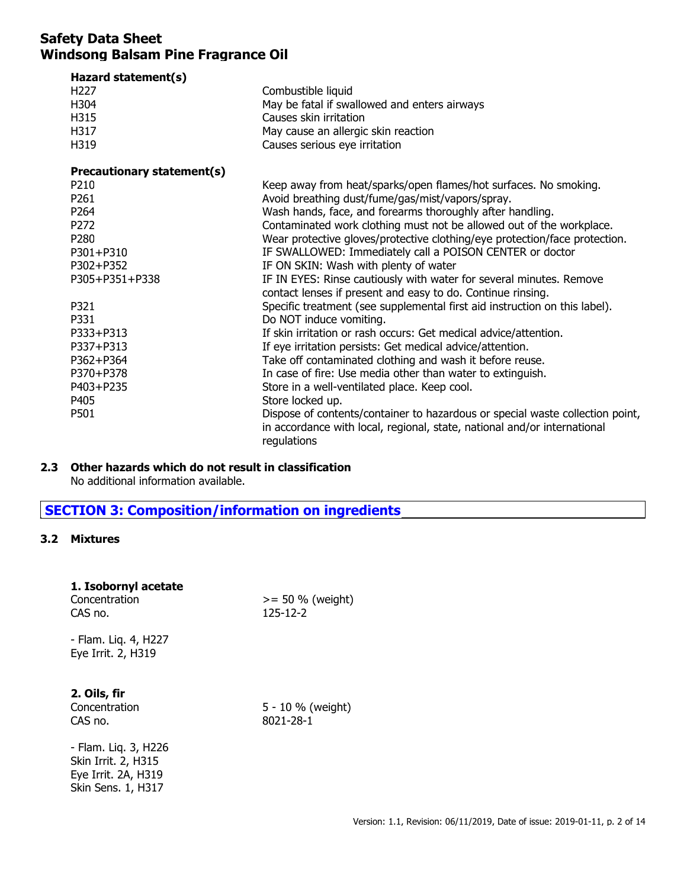**Hazard statement(s)**

| | |
|---|---|
| H227 | Combustible liquid |
| H304 | May be fatal if swallowed and enters airways |
| H315 | Causes skin irritation |
| H317 | May cause an allergic skin reaction |
| H319 | Causes serious eye irritation |

**Precautionary statement(s)**

| | |
|---|---|
| P210 | Keep away from heat/sparks/open flames/hot surfaces. No smoking. |
| P261 | Avoid breathing dust/fume/gas/mist/vapors/spray. |
| P264 | Wash hands, face, and forearms thoroughly after handling. |
| P272 | Contaminated work clothing must not be allowed out of the workplace. |
| P280 | Wear protective gloves/protective clothing/eye protection/face protection. |
| P301+P310 | IF SWALLOWED: Immediately call a POISON CENTER or doctor |
| P302+P352 | IF ON SKIN: Wash with plenty of water |
| P305+P351+P338 | IF IN EYES: Rinse cautiously with water for several minutes. Remove contact lenses if present and easy to do. Continue rinsing. |
| P321 | Specific treatment (see supplemental first aid instruction on this label). |
| P331 | Do NOT induce vomiting. |
| P333+P313 | If skin irritation or rash occurs: Get medical advice/attention. |
| P337+P313 | If eye irritation persists: Get medical advice/attention. |
| P362+P364 | Take off contaminated clothing and wash it before reuse. |
| P370+P378 | In case of fire: Use media other than water to extinguish. |
| P403+P235 | Store in a well-ventilated place. Keep cool. |
| P405 | Store locked up. |
| P501 | Dispose of contents/container to hazardous or special waste collection point, in accordance with local, regional, state, national and/or international regulations |

### 2.3 Other hazards which do not result in classification

No additional information available.

## SECTION 3: Composition/information on ingredients

### 3.2 Mixtures

**1. Isobornyl acetate**

| | |
|---|---|
| Concentration | >= 50 % (weight) |
| CAS no. | 125-12-2 |

- Flam. Liq. 4, H227
Eye Irrit. 2, H319

**2. Oils, fir**

| | |
|---|---|
| Concentration | 5 - 10 % (weight) |
| CAS no. | 8021-28-1 |

- Flam. Liq. 3, H226
Skin Irrit. 2, H315
Eye Irrit. 2A, H319
Skin Sens. 1, H317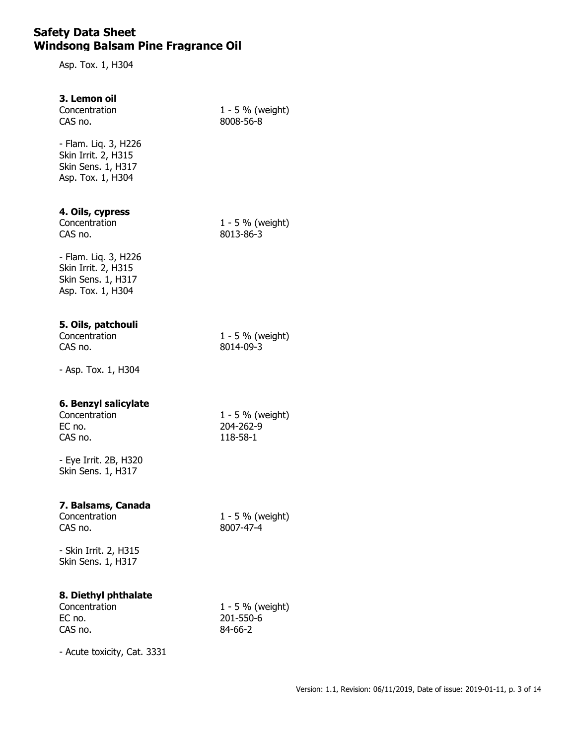Asp. Tox. 1, H304

### 3. Lemon oil

Concentration 1 - 5 % (weight)
CAS no. 8008-56-8

- Flam. Liq. 3, H226
Skin Irrit. 2, H315
Skin Sens. 1, H317
Asp. Tox. 1, H304

### 4. Oils, cypress

Concentration 1 - 5 % (weight)
CAS no. 8013-86-3

- Flam. Liq. 3, H226
Skin Irrit. 2, H315
Skin Sens. 1, H317
Asp. Tox. 1, H304

### 5. Oils, patchouli

Concentration 1 - 5 % (weight)
CAS no. 8014-09-3

- Asp. Tox. 1, H304

### 6. Benzyl salicylate

Concentration 1 - 5 % (weight)
EC no. 204-262-9
CAS no. 118-58-1

- Eye Irrit. 2B, H320
Skin Sens. 1, H317

### 7. Balsams, Canada

Concentration 1 - 5 % (weight)
CAS no. 8007-47-4

- Skin Irrit. 2, H315
Skin Sens. 1, H317

### 8. Diethyl phthalate

Concentration 1 - 5 % (weight)
EC no. 201-550-6
CAS no. 84-66-2

- Acute toxicity, Cat. 3331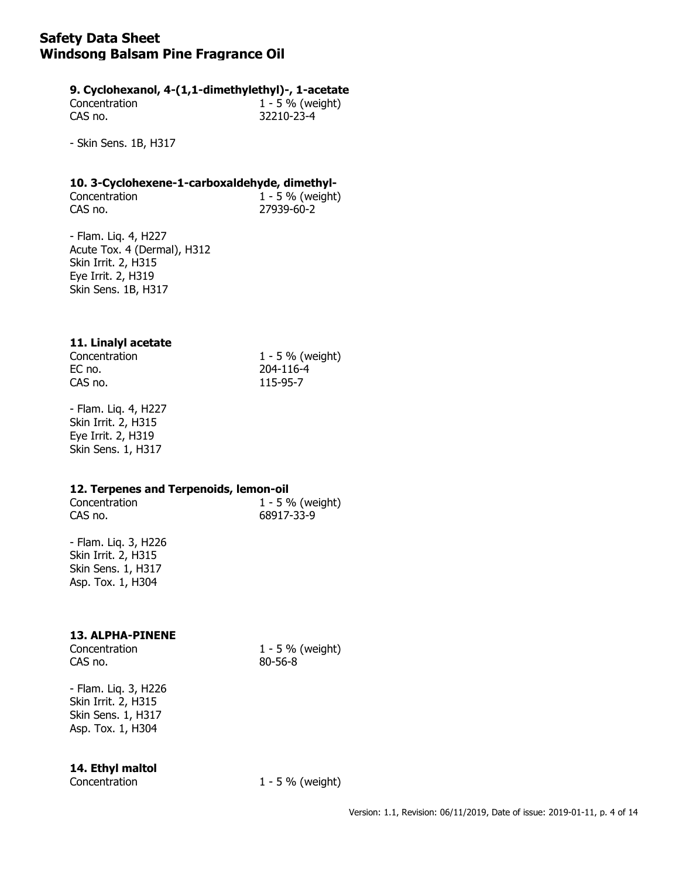**9. Cyclohexanol, 4-(1,1-dimethylethyl)-, 1-acetate**

| | |
|---|---|
| Concentration | 1 - 5 % (weight) |
| CAS no. | 32210-23-4 |

- Skin Sens. 1B, H317

**10. 3-Cyclohexene-1-carboxaldehyde, dimethyl-**

| | |
|---|---|
| Concentration | 1 - 5 % (weight) |
| CAS no. | 27939-60-2 |

- Flam. Liq. 4, H227
Acute Tox. 4 (Dermal), H312
Skin Irrit. 2, H315
Eye Irrit. 2, H319
Skin Sens. 1B, H317

**11. Linalyl acetate**

| | |
|---|---|
| Concentration | 1 - 5 % (weight) |
| EC no. | 204-116-4 |
| CAS no. | 115-95-7 |

- Flam. Liq. 4, H227
Skin Irrit. 2, H315
Eye Irrit. 2, H319
Skin Sens. 1, H317

**12. Terpenes and Terpenoids, lemon-oil**

| | |
|---|---|
| Concentration | 1 - 5 % (weight) |
| CAS no. | 68917-33-9 |

- Flam. Liq. 3, H226
Skin Irrit. 2, H315
Skin Sens. 1, H317
Asp. Tox. 1, H304

**13. ALPHA-PINENE**

| | |
|---|---|
| Concentration | 1 - 5 % (weight) |
| CAS no. | 80-56-8 |

- Flam. Liq. 3, H226
Skin Irrit. 2, H315
Skin Sens. 1, H317
Asp. Tox. 1, H304

**14. Ethyl maltol**

| | |
|---|---|
| Concentration | 1 - 5 % (weight) |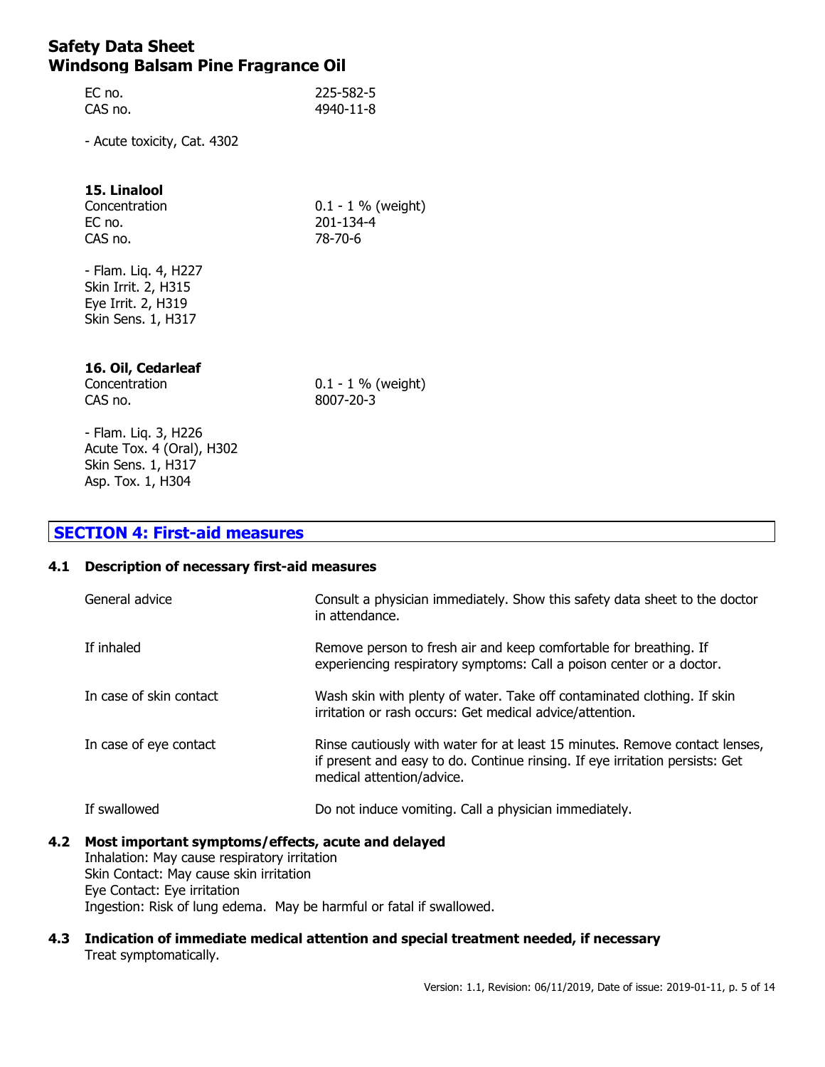| | |
|---|---|
| EC no. | 225-582-5 |
| CAS no. | 4940-11-8 |

- Acute toxicity, Cat. 4302

**15. Linalool**

| | |
|---|---|
| Concentration | 0.1 - 1 % (weight) |
| EC no. | 201-134-4 |
| CAS no. | 78-70-6 |

- Flam. Liq. 4, H227
Skin Irrit. 2, H315
Eye Irrit. 2, H319
Skin Sens. 1, H317

**16. Oil, Cedarleaf**

| | |
|---|---|
| Concentration | 0.1 - 1 % (weight) |
| CAS no. | 8007-20-3 |

- Flam. Liq. 3, H226
Acute Tox. 4 (Oral), H302
Skin Sens. 1, H317
Asp. Tox. 1, H304

## SECTION 4: First-aid measures

### 4.1 Description of necessary first-aid measures

| | |
|---|---|
| General advice | Consult a physician immediately. Show this safety data sheet to the doctor in attendance. |
| If inhaled | Remove person to fresh air and keep comfortable for breathing. If experiencing respiratory symptoms: Call a poison center or a doctor. |
| In case of skin contact | Wash skin with plenty of water. Take off contaminated clothing. If skin irritation or rash occurs: Get medical advice/attention. |
| In case of eye contact | Rinse cautiously with water for at least 15 minutes. Remove contact lenses, if present and easy to do. Continue rinsing. If eye irritation persists: Get medical attention/advice. |
| If swallowed | Do not induce vomiting. Call a physician immediately. |

### 4.2 Most important symptoms/effects, acute and delayed

Inhalation: May cause respiratory irritation
Skin Contact: May cause skin irritation
Eye Contact: Eye irritation
Ingestion: Risk of lung edema. May be harmful or fatal if swallowed.

### 4.3 Indication of immediate medical attention and special treatment needed, if necessary

Treat symptomatically.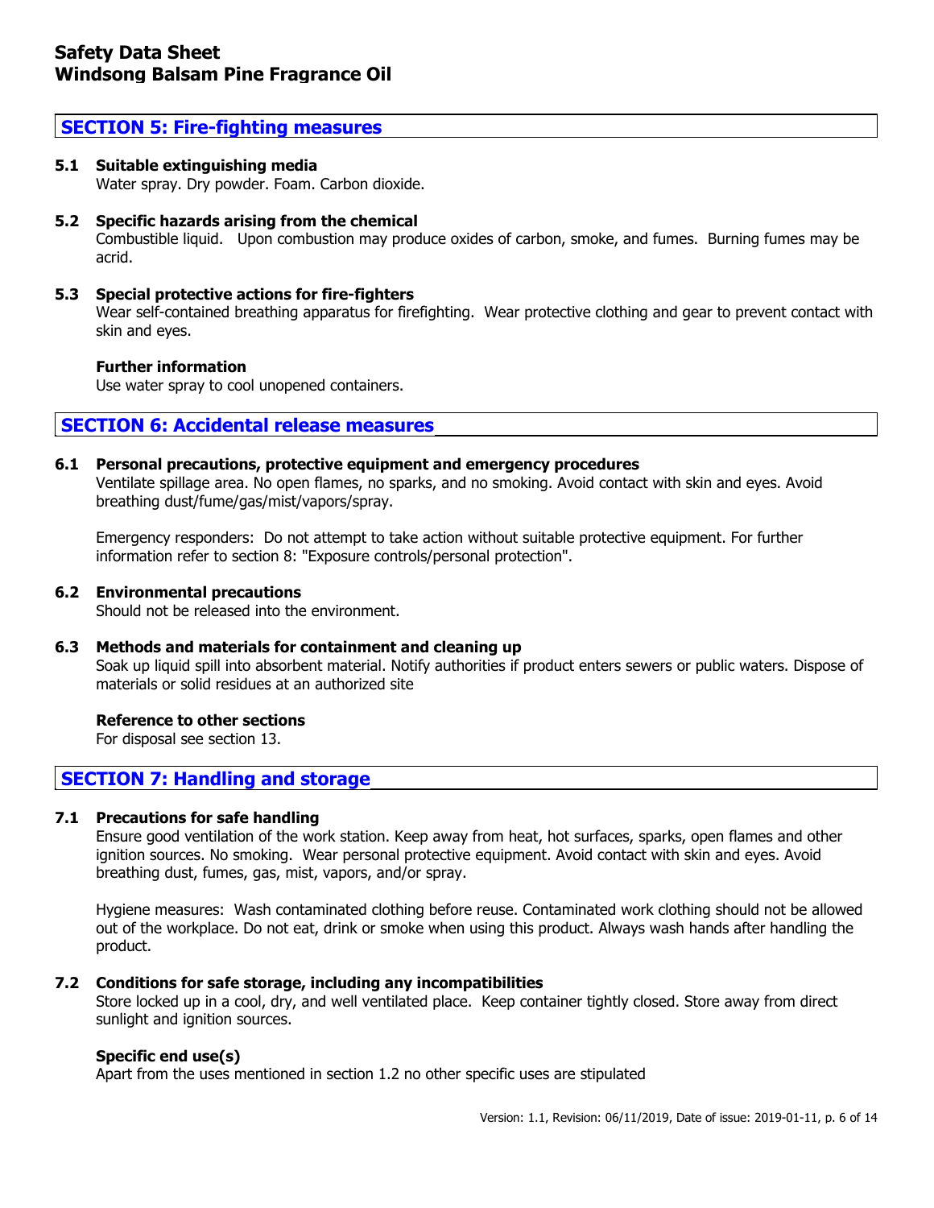## SECTION 5: Fire-fighting measures

**5.1 Suitable extinguishing media**

Water spray. Dry powder. Foam. Carbon dioxide.

**5.2 Specific hazards arising from the chemical**

Combustible liquid. Upon combustion may produce oxides of carbon, smoke, and fumes. Burning fumes may be acrid.

**5.3 Special protective actions for fire-fighters**

Wear self-contained breathing apparatus for firefighting. Wear protective clothing and gear to prevent contact with skin and eyes.

**Further information**

Use water spray to cool unopened containers.

## SECTION 6: Accidental release measures

**6.1 Personal precautions, protective equipment and emergency procedures**

Ventilate spillage area. No open flames, no sparks, and no smoking. Avoid contact with skin and eyes. Avoid breathing dust/fume/gas/mist/vapors/spray.

Emergency responders: Do not attempt to take action without suitable protective equipment. For further information refer to section 8: "Exposure controls/personal protection".

**6.2 Environmental precautions**

Should not be released into the environment.

**6.3 Methods and materials for containment and cleaning up**

Soak up liquid spill into absorbent material. Notify authorities if product enters sewers or public waters. Dispose of materials or solid residues at an authorized site

**Reference to other sections**

For disposal see section 13.

## SECTION 7: Handling and storage

**7.1 Precautions for safe handling**

Ensure good ventilation of the work station. Keep away from heat, hot surfaces, sparks, open flames and other ignition sources. No smoking. Wear personal protective equipment. Avoid contact with skin and eyes. Avoid breathing dust, fumes, gas, mist, vapors, and/or spray.

Hygiene measures: Wash contaminated clothing before reuse. Contaminated work clothing should not be allowed out of the workplace. Do not eat, drink or smoke when using this product. Always wash hands after handling the product.

**7.2 Conditions for safe storage, including any incompatibilities**

Store locked up in a cool, dry, and well ventilated place. Keep container tightly closed. Store away from direct sunlight and ignition sources.

**Specific end use(s)**

Apart from the uses mentioned in section 1.2 no other specific uses are stipulated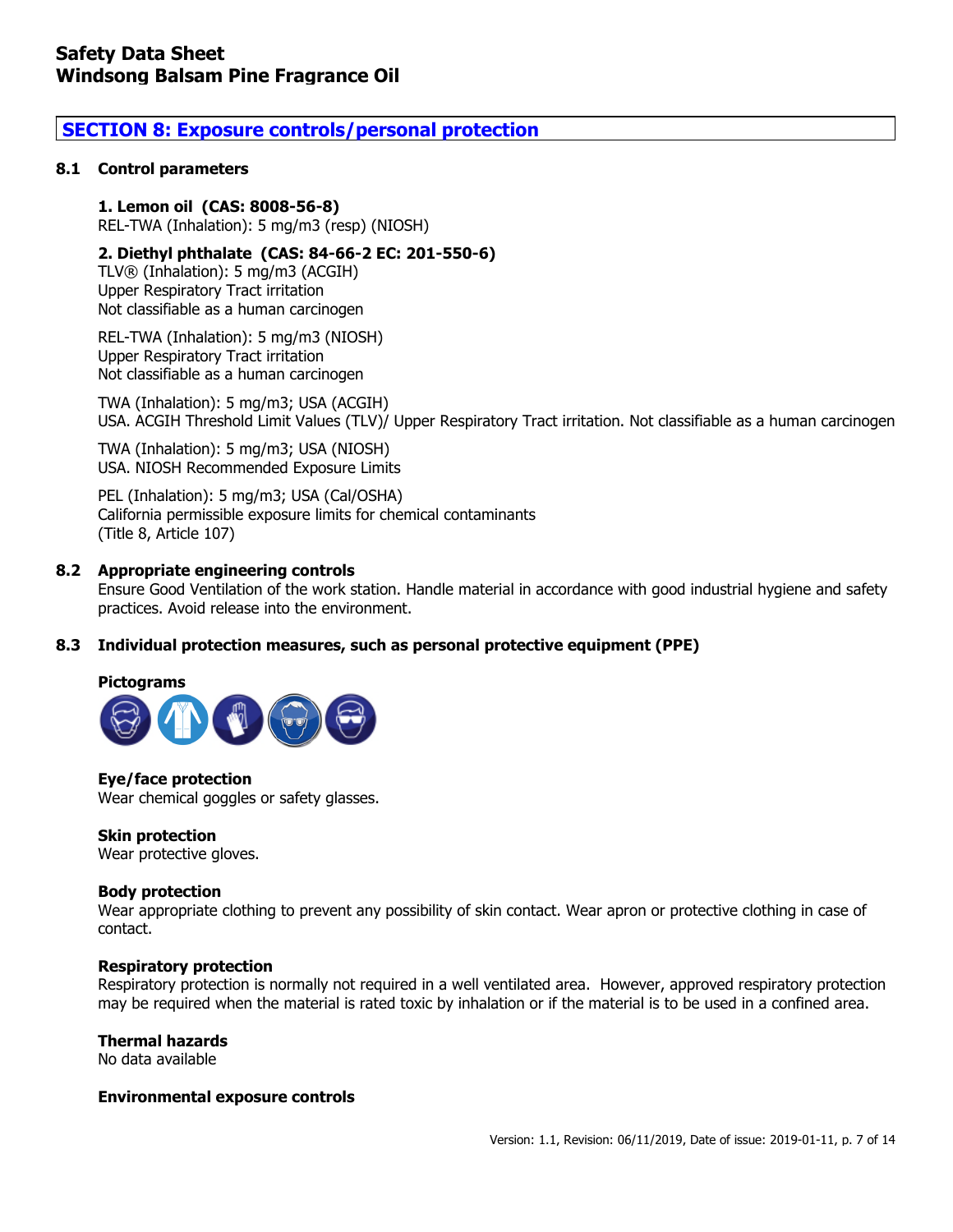## SECTION 8: Exposure controls/personal protection

### 8.1 Control parameters

**1. Lemon oil (CAS: 8008-56-8)**
REL-TWA (Inhalation): 5 mg/m3 (resp) (NIOSH)

**2. Diethyl phthalate (CAS: 84-66-2 EC: 201-550-6)**
TLV® (Inhalation): 5 mg/m3 (ACGIH)
Upper Respiratory Tract irritation
Not classifiable as a human carcinogen

REL-TWA (Inhalation): 5 mg/m3 (NIOSH)
Upper Respiratory Tract irritation
Not classifiable as a human carcinogen

TWA (Inhalation): 5 mg/m3; USA (ACGIH)
USA. ACGIH Threshold Limit Values (TLV)/ Upper Respiratory Tract irritation. Not classifiable as a human carcinogen

TWA (Inhalation): 5 mg/m3; USA (NIOSH)
USA. NIOSH Recommended Exposure Limits

PEL (Inhalation): 5 mg/m3; USA (Cal/OSHA)
California permissible exposure limits for chemical contaminants
(Title 8, Article 107)

### 8.2 Appropriate engineering controls

Ensure Good Ventilation of the work station. Handle material in accordance with good industrial hygiene and safety practices. Avoid release into the environment.

### 8.3 Individual protection measures, such as personal protective equipment (PPE)

**Pictograms**

**Eye/face protection**
Wear chemical goggles or safety glasses.

**Skin protection**
Wear protective gloves.

**Body protection**
Wear appropriate clothing to prevent any possibility of skin contact. Wear apron or protective clothing in case of contact.

**Respiratory protection**
Respiratory protection is normally not required in a well ventilated area. However, approved respiratory protection may be required when the material is rated toxic by inhalation or if the material is to be used in a confined area.

**Thermal hazards**
No data available

**Environmental exposure controls**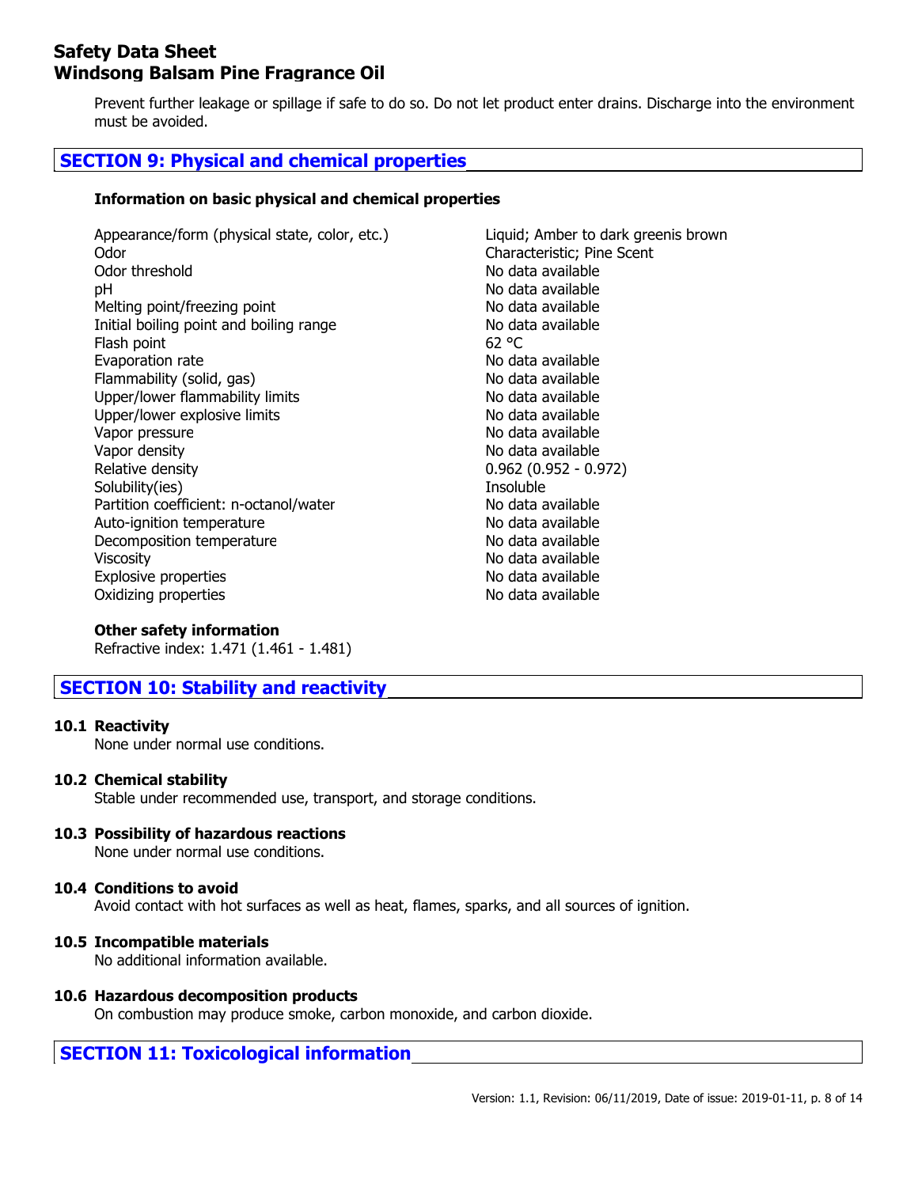Prevent further leakage or spillage if safe to do so. Do not let product enter drains. Discharge into the environment must be avoided.

## SECTION 9: Physical and chemical properties

**Information on basic physical and chemical properties**

| Property | Value |
| --- | --- |
| Appearance/form (physical state, color, etc.) | Liquid; Amber to dark greenis brown |
| Odor | Characteristic; Pine Scent |
| Odor threshold | No data available |
| pH | No data available |
| Melting point/freezing point | No data available |
| Initial boiling point and boiling range | No data available |
| Flash point | 62 °C |
| Evaporation rate | No data available |
| Flammability (solid, gas) | No data available |
| Upper/lower flammability limits | No data available |
| Upper/lower explosive limits | No data available |
| Vapor pressure | No data available |
| Vapor density | No data available |
| Relative density | 0.962 (0.952 - 0.972) |
| Solubility(ies) | Insoluble |
| Partition coefficient: n-octanol/water | No data available |
| Auto-ignition temperature | No data available |
| Decomposition temperature | No data available |
| Viscosity | No data available |
| Explosive properties | No data available |
| Oxidizing properties | No data available |

**Other safety information**

Refractive index: 1.471 (1.461 - 1.481)

## SECTION 10: Stability and reactivity

### 10.1 Reactivity

None under normal use conditions.

### 10.2 Chemical stability

Stable under recommended use, transport, and storage conditions.

### 10.3 Possibility of hazardous reactions

None under normal use conditions.

### 10.4 Conditions to avoid

Avoid contact with hot surfaces as well as heat, flames, sparks, and all sources of ignition.

### 10.5 Incompatible materials

No additional information available.

### 10.6 Hazardous decomposition products

On combustion may produce smoke, carbon monoxide, and carbon dioxide.

## SECTION 11: Toxicological information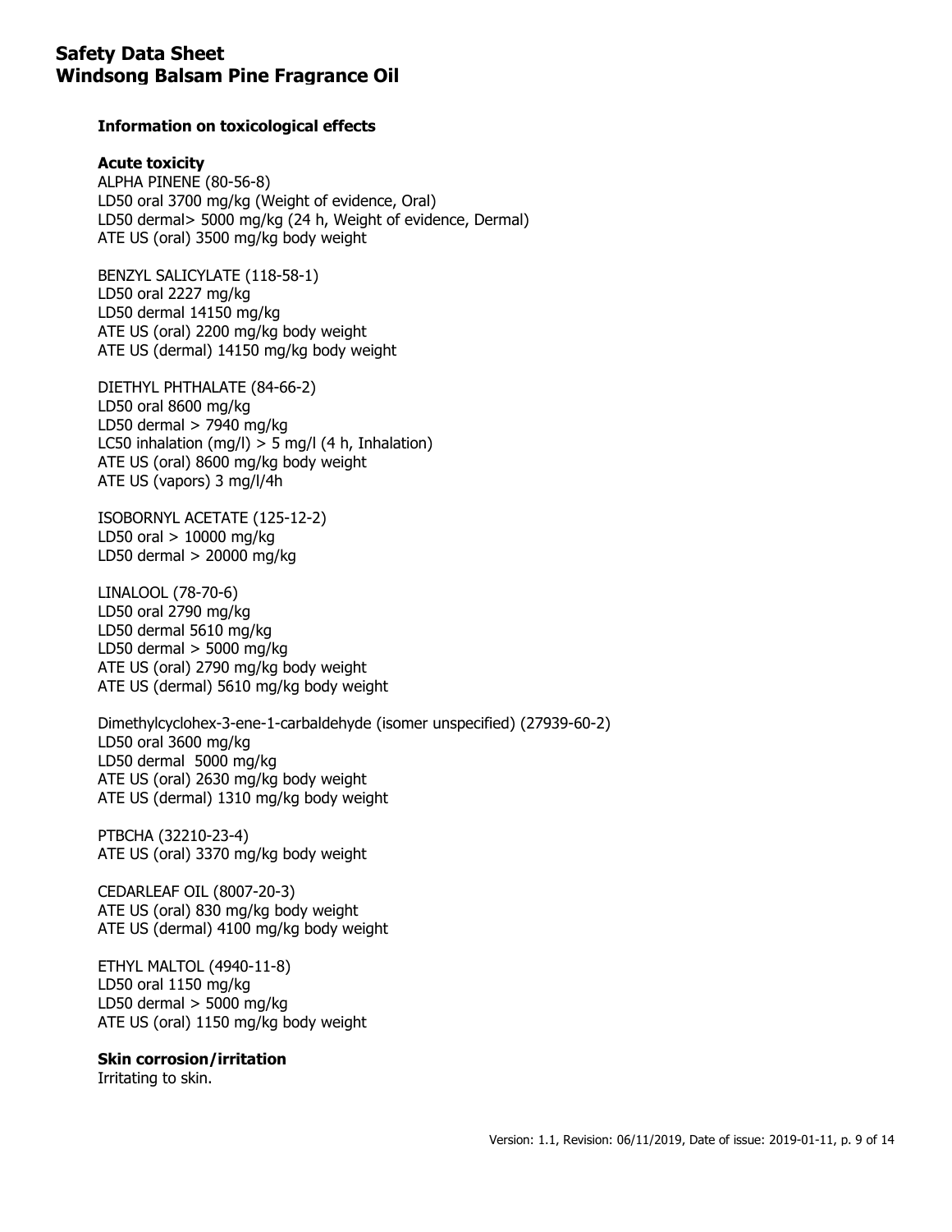### Information on toxicological effects

**Acute toxicity**

ALPHA PINENE (80-56-8)
LD50 oral 3700 mg/kg (Weight of evidence, Oral)
LD50 dermal> 5000 mg/kg (24 h, Weight of evidence, Dermal)
ATE US (oral) 3500 mg/kg body weight

BENZYL SALICYLATE (118-58-1)
LD50 oral 2227 mg/kg
LD50 dermal 14150 mg/kg
ATE US (oral) 2200 mg/kg body weight
ATE US (dermal) 14150 mg/kg body weight

DIETHYL PHTHALATE (84-66-2)
LD50 oral 8600 mg/kg
LD50 dermal > 7940 mg/kg
LC50 inhalation (mg/l) > 5 mg/l (4 h, Inhalation)
ATE US (oral) 8600 mg/kg body weight
ATE US (vapors) 3 mg/l/4h

ISOBORNYL ACETATE (125-12-2)
LD50 oral > 10000 mg/kg
LD50 dermal > 20000 mg/kg

LINALOOL (78-70-6)
LD50 oral 2790 mg/kg
LD50 dermal 5610 mg/kg
LD50 dermal > 5000 mg/kg
ATE US (oral) 2790 mg/kg body weight
ATE US (dermal) 5610 mg/kg body weight

Dimethylcyclohex-3-ene-1-carbaldehyde (isomer unspecified) (27939-60-2)
LD50 oral 3600 mg/kg
LD50 dermal 5000 mg/kg
ATE US (oral) 2630 mg/kg body weight
ATE US (dermal) 1310 mg/kg body weight

PTBCHA (32210-23-4)
ATE US (oral) 3370 mg/kg body weight

CEDARLEAF OIL (8007-20-3)
ATE US (oral) 830 mg/kg body weight
ATE US (dermal) 4100 mg/kg body weight

ETHYL MALTOL (4940-11-8)
LD50 oral 1150 mg/kg
LD50 dermal > 5000 mg/kg
ATE US (oral) 1150 mg/kg body weight

**Skin corrosion/irritation**

Irritating to skin.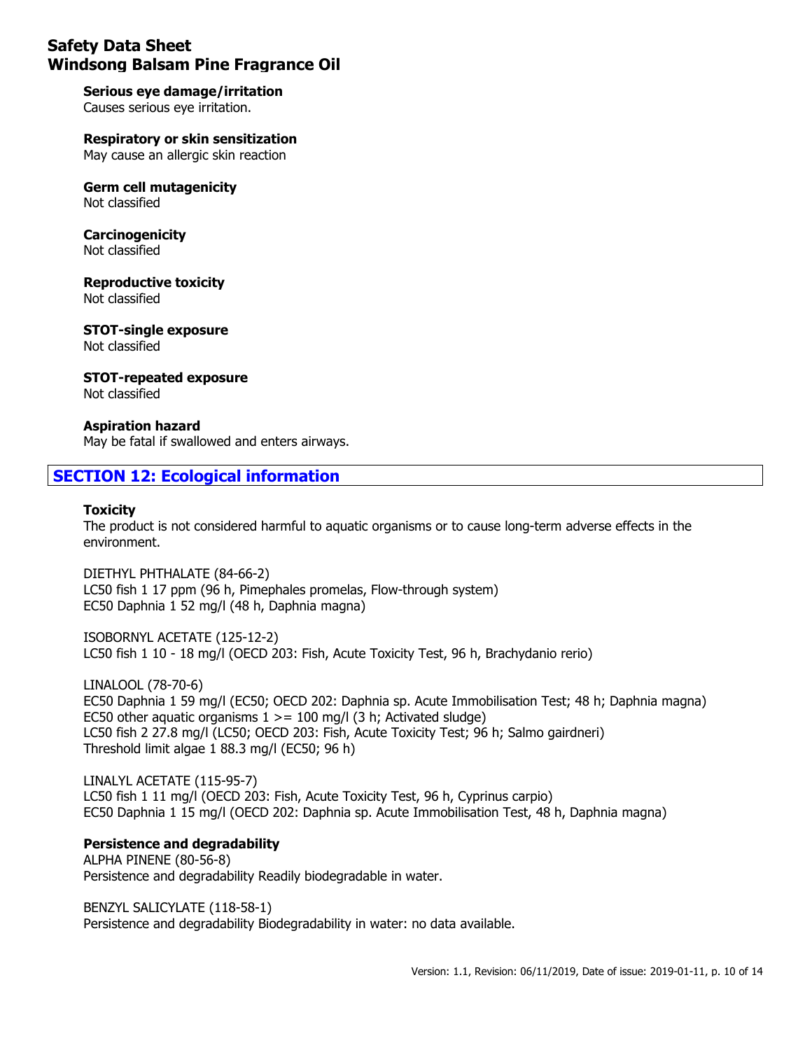**Serious eye damage/irritation**
Causes serious eye irritation.

**Respiratory or skin sensitization**
May cause an allergic skin reaction

**Germ cell mutagenicity**
Not classified

**Carcinogenicity**
Not classified

**Reproductive toxicity**
Not classified

**STOT-single exposure**
Not classified

**STOT-repeated exposure**
Not classified

**Aspiration hazard**
May be fatal if swallowed and enters airways.

## SECTION 12: Ecological information

**Toxicity**
The product is not considered harmful to aquatic organisms or to cause long-term adverse effects in the environment.

DIETHYL PHTHALATE (84-66-2)
LC50 fish 1 17 ppm (96 h, Pimephales promelas, Flow-through system)
EC50 Daphnia 1 52 mg/l (48 h, Daphnia magna)

ISOBORNYL ACETATE (125-12-2)
LC50 fish 1 10 - 18 mg/l (OECD 203: Fish, Acute Toxicity Test, 96 h, Brachydanio rerio)

LINALOOL (78-70-6)
EC50 Daphnia 1 59 mg/l (EC50; OECD 202: Daphnia sp. Acute Immobilisation Test; 48 h; Daphnia magna)
EC50 other aquatic organisms 1 >= 100 mg/l (3 h; Activated sludge)
LC50 fish 2 27.8 mg/l (LC50; OECD 203: Fish, Acute Toxicity Test; 96 h; Salmo gairdneri)
Threshold limit algae 1 88.3 mg/l (EC50; 96 h)

LINALYL ACETATE (115-95-7)
LC50 fish 1 11 mg/l (OECD 203: Fish, Acute Toxicity Test, 96 h, Cyprinus carpio)
EC50 Daphnia 1 15 mg/l (OECD 202: Daphnia sp. Acute Immobilisation Test, 48 h, Daphnia magna)

**Persistence and degradability**
ALPHA PINENE (80-56-8)
Persistence and degradability Readily biodegradable in water.

BENZYL SALICYLATE (118-58-1)
Persistence and degradability Biodegradability in water: no data available.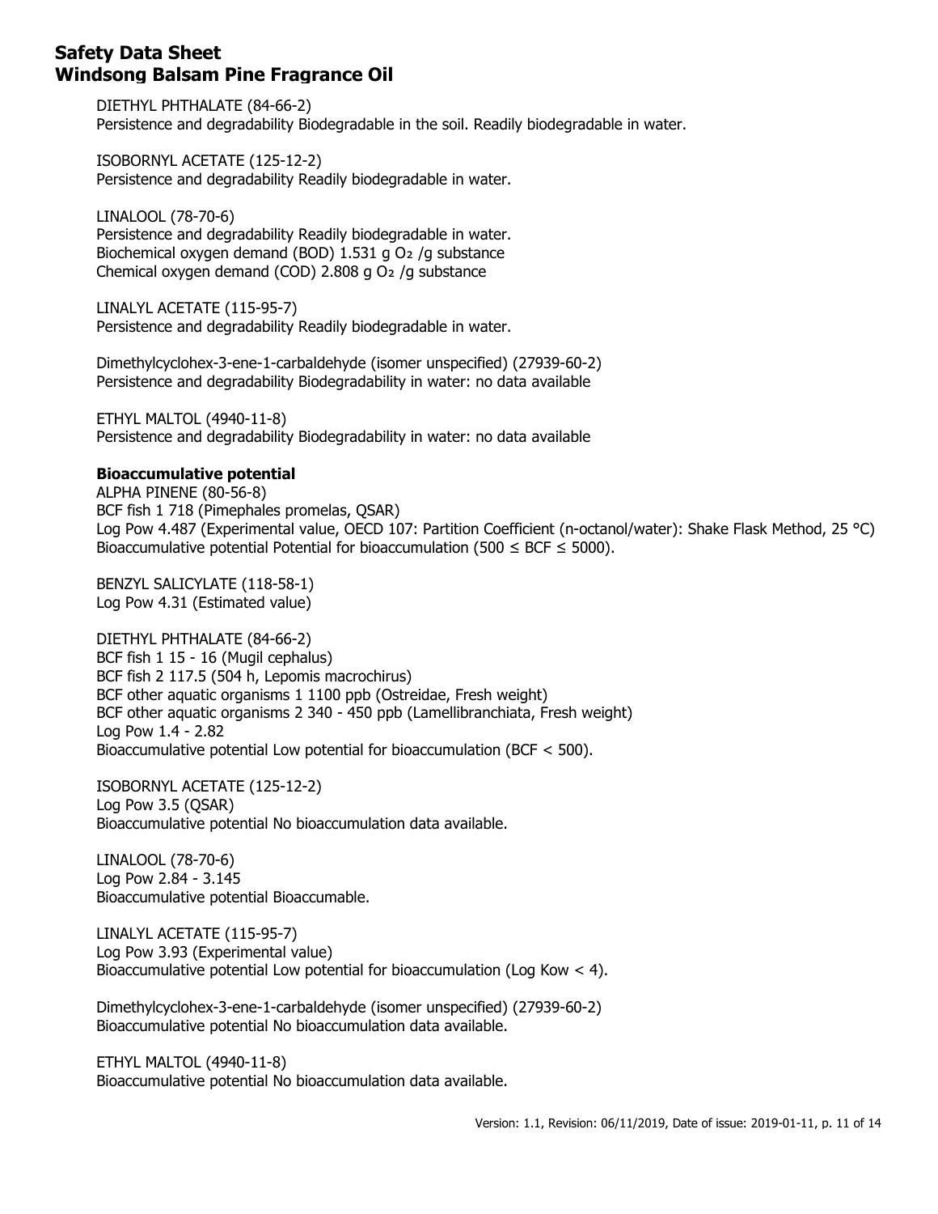DIETHYL PHTHALATE (84-66-2)
Persistence and degradability Biodegradable in the soil. Readily biodegradable in water.

ISOBORNYL ACETATE (125-12-2)
Persistence and degradability Readily biodegradable in water.

LINALOOL (78-70-6)
Persistence and degradability Readily biodegradable in water.
Biochemical oxygen demand (BOD) 1.531 g $O_2$ /g substance
Chemical oxygen demand (COD) 2.808 g $O_2$ /g substance

LINALYL ACETATE (115-95-7)
Persistence and degradability Readily biodegradable in water.

Dimethylcyclohex-3-ene-1-carbaldehyde (isomer unspecified) (27939-60-2)
Persistence and degradability Biodegradability in water: no data available

ETHYL MALTOL (4940-11-8)
Persistence and degradability Biodegradability in water: no data available

**Bioaccumulative potential**

ALPHA PINENE (80-56-8)
BCF fish 1 718 (Pimephales promelas, QSAR)
Log Pow 4.487 (Experimental value, OECD 107: Partition Coefficient (n-octanol/water): Shake Flask Method, 25 °C)
Bioaccumulative potential Potential for bioaccumulation ($500 \leq BCF \leq 5000$).

BENZYL SALICYLATE (118-58-1)
Log Pow 4.31 (Estimated value)

DIETHYL PHTHALATE (84-66-2)
BCF fish 1 15 - 16 (Mugil cephalus)
BCF fish 2 117.5 (504 h, Lepomis macrochirus)
BCF other aquatic organisms 1 1100 ppb (Ostreidae, Fresh weight)
BCF other aquatic organisms 2 340 - 450 ppb (Lamellibranchiata, Fresh weight)
Log Pow 1.4 - 2.82
Bioaccumulative potential Low potential for bioaccumulation ($BCF < 500$).

ISOBORNYL ACETATE (125-12-2)
Log Pow 3.5 (QSAR)
Bioaccumulative potential No bioaccumulation data available.

LINALOOL (78-70-6)
Log Pow 2.84 - 3.145
Bioaccumulative potential Bioaccumable.

LINALYL ACETATE (115-95-7)
Log Pow 3.93 (Experimental value)
Bioaccumulative potential Low potential for bioaccumulation ($\text{Log Kow} < 4$).

Dimethylcyclohex-3-ene-1-carbaldehyde (isomer unspecified) (27939-60-2)
Bioaccumulative potential No bioaccumulation data available.

ETHYL MALTOL (4940-11-8)
Bioaccumulative potential No bioaccumulation data available.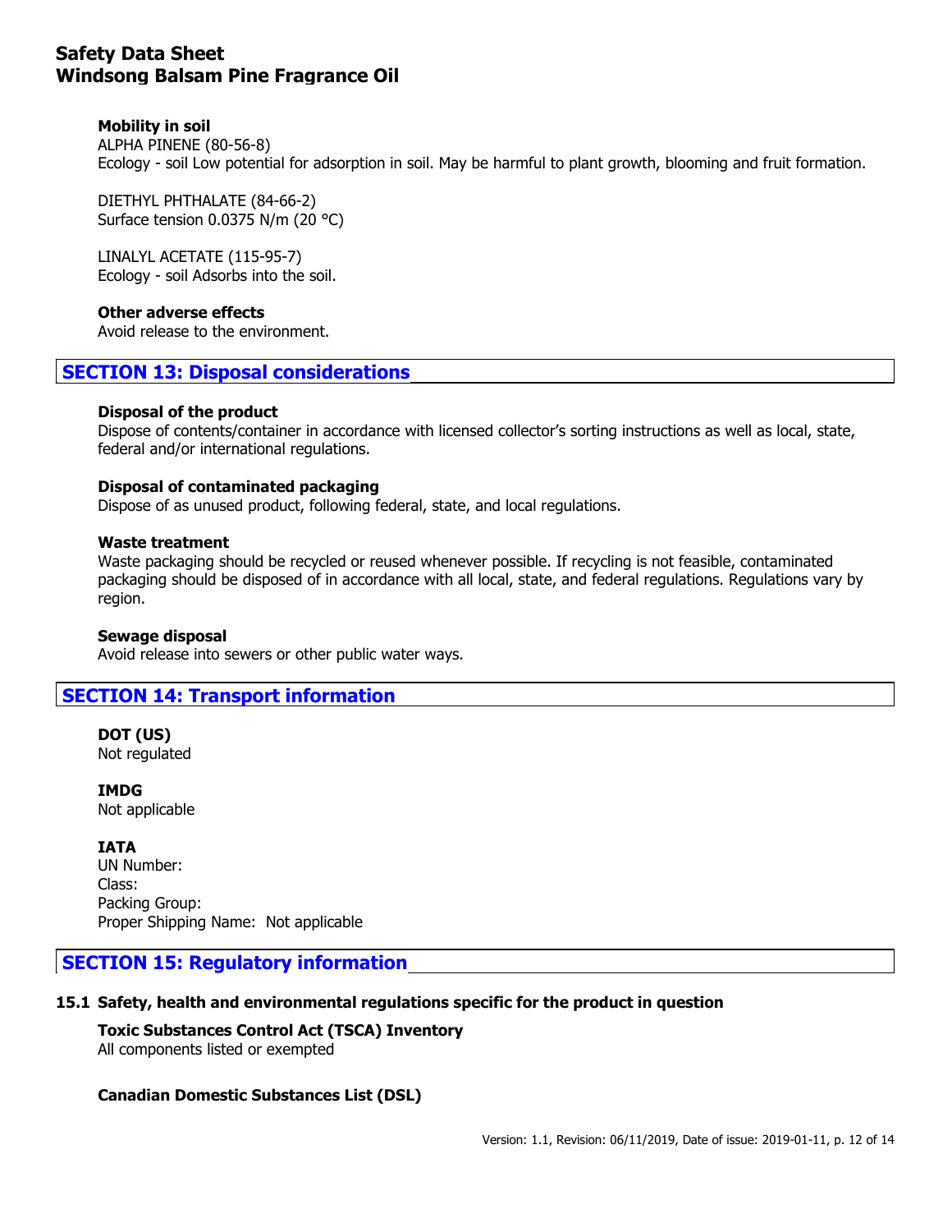**Mobility in soil**

ALPHA PINENE (80-56-8)
Ecology - soil Low potential for adsorption in soil. May be harmful to plant growth, blooming and fruit formation.

DIETHYL PHTHALATE (84-66-2)
Surface tension 0.0375 N/m (20 °C)

LINALYL ACETATE (115-95-7)
Ecology - soil Adsorbs into the soil.

**Other adverse effects**

Avoid release to the environment.

## SECTION 13: Disposal considerations

**Disposal of the product**

Dispose of contents/container in accordance with licensed collector's sorting instructions as well as local, state, federal and/or international regulations.

**Disposal of contaminated packaging**

Dispose of as unused product, following federal, state, and local regulations.

**Waste treatment**

Waste packaging should be recycled or reused whenever possible. If recycling is not feasible, contaminated packaging should be disposed of in accordance with all local, state, and federal regulations. Regulations vary by region.

**Sewage disposal**

Avoid release into sewers or other public water ways.

## SECTION 14: Transport information

**DOT (US)**

Not regulated

**IMDG**

Not applicable

**IATA**

UN Number:
Class:
Packing Group:
Proper Shipping Name: Not applicable

## SECTION 15: Regulatory information

### 15.1 Safety, health and environmental regulations specific for the product in question

**Toxic Substances Control Act (TSCA) Inventory**

All components listed or exempted

**Canadian Domestic Substances List (DSL)**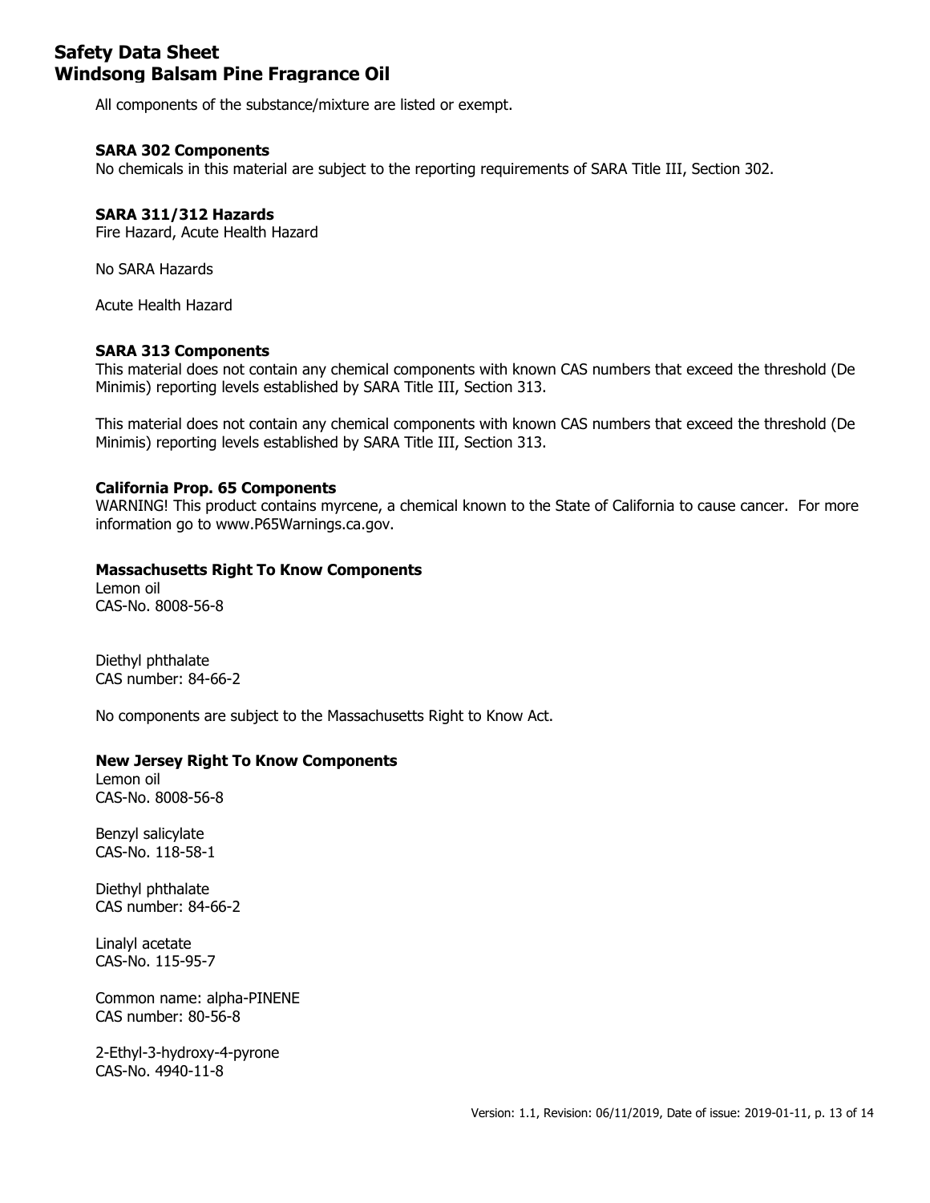All components of the substance/mixture are listed or exempt.

### SARA 302 Components

No chemicals in this material are subject to the reporting requirements of SARA Title III, Section 302.

### SARA 311/312 Hazards

Fire Hazard, Acute Health Hazard

No SARA Hazards

Acute Health Hazard

### SARA 313 Components

This material does not contain any chemical components with known CAS numbers that exceed the threshold (De Minimis) reporting levels established by SARA Title III, Section 313.

This material does not contain any chemical components with known CAS numbers that exceed the threshold (De Minimis) reporting levels established by SARA Title III, Section 313.

### California Prop. 65 Components

WARNING! This product contains myrcene, a chemical known to the State of California to cause cancer. For more information go to www.P65Warnings.ca.gov.

### Massachusetts Right To Know Components

Lemon oil
CAS-No. 8008-56-8

Diethyl phthalate
CAS number: 84-66-2

No components are subject to the Massachusetts Right to Know Act.

### New Jersey Right To Know Components

Lemon oil
CAS-No. 8008-56-8

Benzyl salicylate
CAS-No. 118-58-1

Diethyl phthalate
CAS number: 84-66-2

Linalyl acetate
CAS-No. 115-95-7

Common name: alpha-PINENE
CAS number: 80-56-8

2-Ethyl-3-hydroxy-4-pyrone
CAS-No. 4940-11-8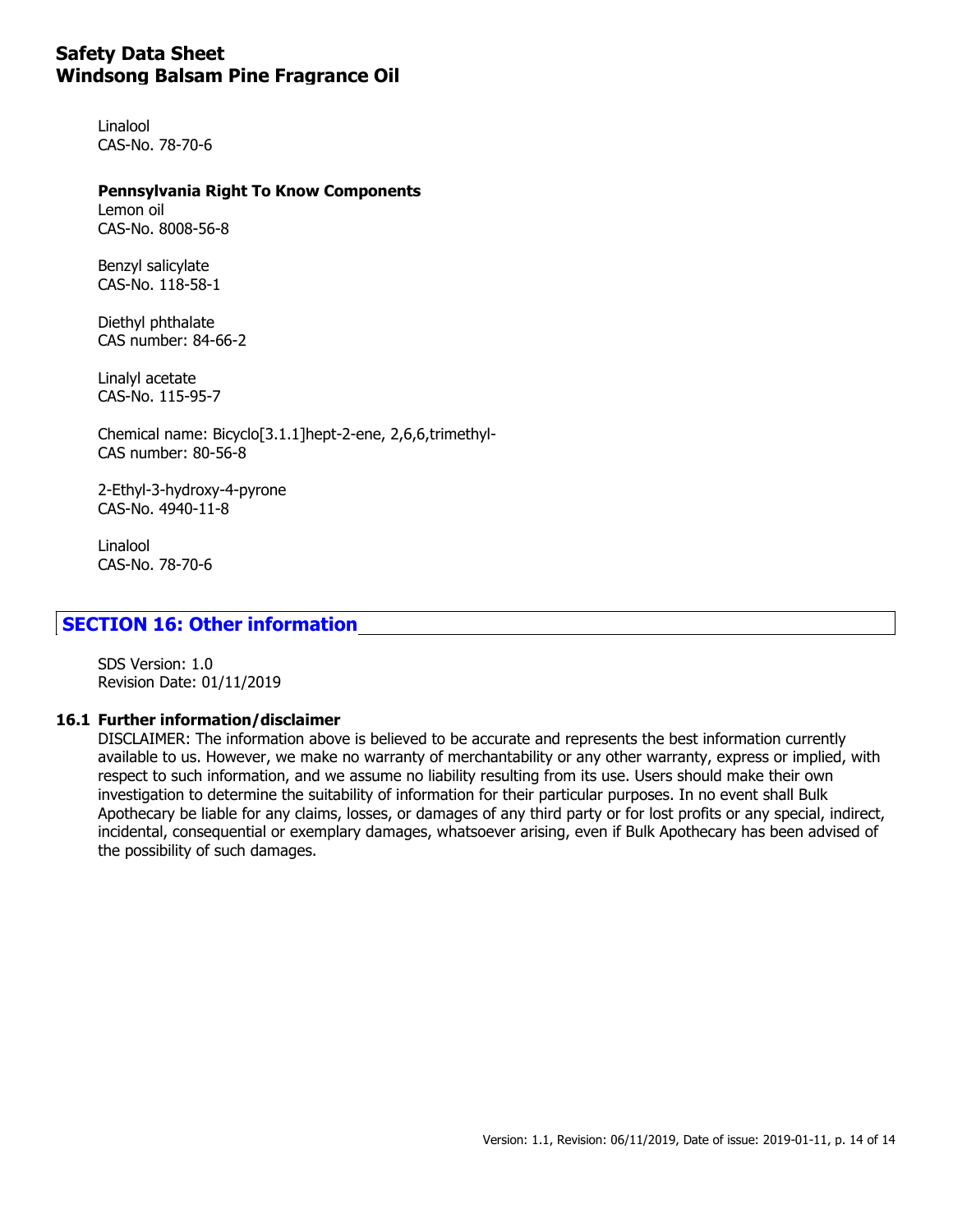Linalool
CAS-No. 78-70-6

**Pennsylvania Right To Know Components**

Lemon oil
CAS-No. 8008-56-8

Benzyl salicylate
CAS-No. 118-58-1

Diethyl phthalate
CAS number: 84-66-2

Linalyl acetate
CAS-No. 115-95-7

Chemical name: Bicyclo[3.1.1]hept-2-ene, 2,6,6,trimethyl-
CAS number: 80-56-8

2-Ethyl-3-hydroxy-4-pyrone
CAS-No. 4940-11-8

Linalool
CAS-No. 78-70-6

## SECTION 16: Other information

SDS Version: 1.0
Revision Date: 01/11/2019

### 16.1 Further information/disclaimer

DISCLAIMER: The information above is believed to be accurate and represents the best information currently available to us. However, we make no warranty of merchantability or any other warranty, express or implied, with respect to such information, and we assume no liability resulting from its use. Users should make their own investigation to determine the suitability of information for their particular purposes. In no event shall Bulk Apothecary be liable for any claims, losses, or damages of any third party or for lost profits or any special, indirect, incidental, consequential or exemplary damages, whatsoever arising, even if Bulk Apothecary has been advised of the possibility of such damages.